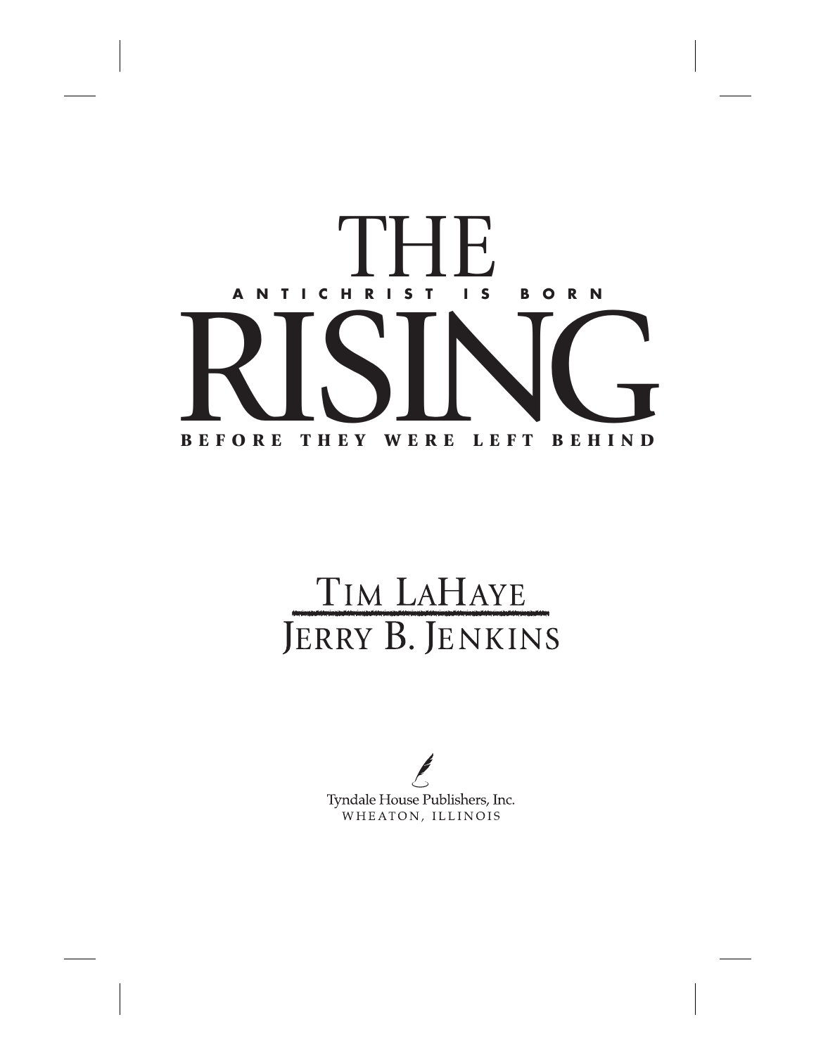# THE RISING

**ANTICHRIST IS BORN**

**BEFORE THEY WERE LEFT BEHIND**

TIM LAHAYE

JERRY B. JENKINS

Tyndale House Publishers, Inc.
WHEATON, ILLINOIS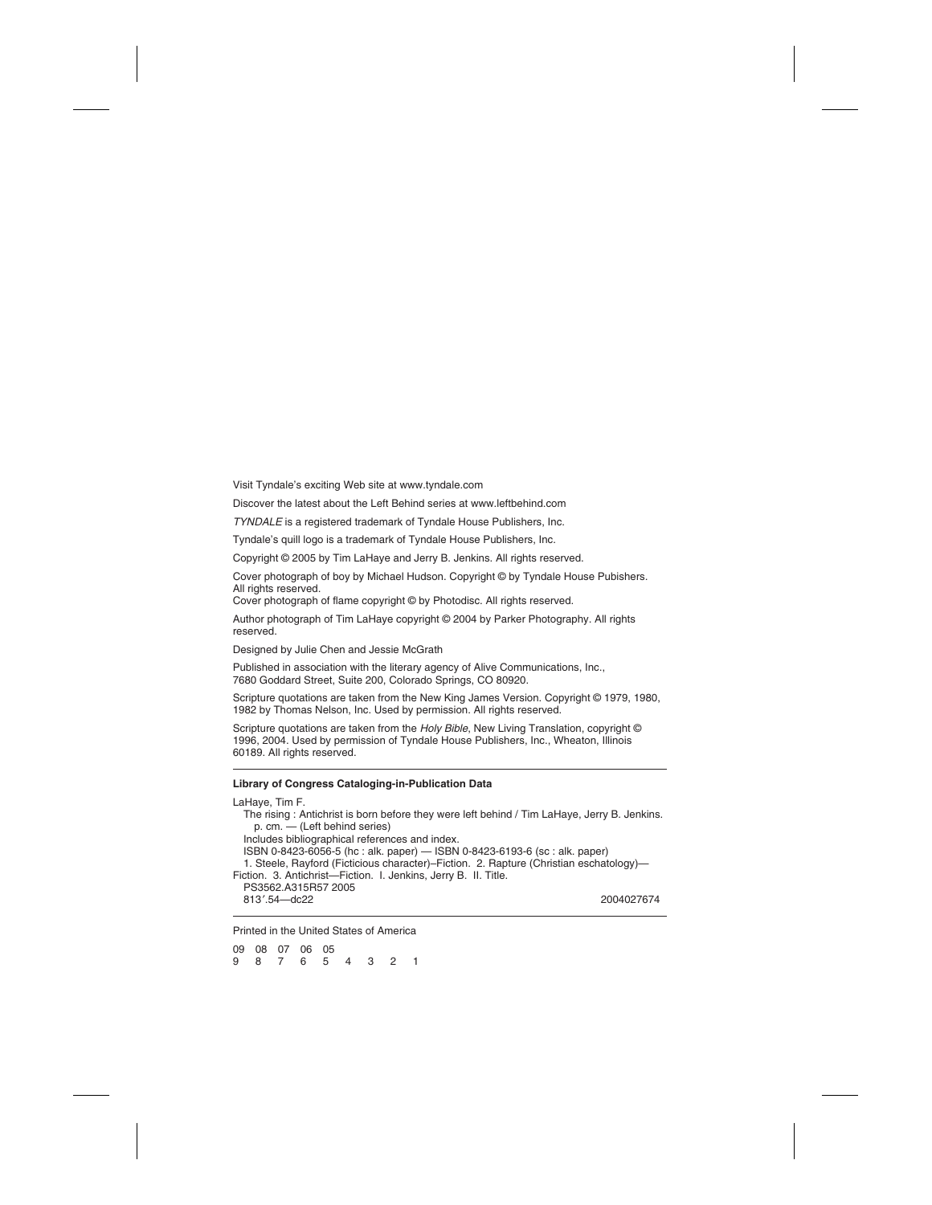Visit Tyndale's exciting Web site at www.tyndale.com

Discover the latest about the Left Behind series at www.leftbehind.com

*TYNDALE* is a registered trademark of Tyndale House Publishers, Inc.

Tyndale's quill logo is a trademark of Tyndale House Publishers, Inc.

Copyright © 2005 by Tim LaHaye and Jerry B. Jenkins. All rights reserved.

Cover photograph of boy by Michael Hudson. Copyright © by Tyndale House Pubishers. All rights reserved.
Cover photograph of flame copyright © by Photodisc. All rights reserved.

Author photograph of Tim LaHaye copyright © 2004 by Parker Photography. All rights reserved.

Designed by Julie Chen and Jessie McGrath

Published in association with the literary agency of Alive Communications, Inc., 7680 Goddard Street, Suite 200, Colorado Springs, CO 80920.

Scripture quotations are taken from the New King James Version. Copyright © 1979, 1980, 1982 by Thomas Nelson, Inc. Used by permission. All rights reserved.

Scripture quotations are taken from the *Holy Bible*, New Living Translation, copyright © 1996, 2004. Used by permission of Tyndale House Publishers, Inc., Wheaton, Illinois 60189. All rights reserved.

---

**Library of Congress Cataloging-in-Publication Data**

LaHaye, Tim F.
The rising : Antichrist is born before they were left behind / Tim LaHaye, Jerry B. Jenkins.
p. cm. — (Left behind series)
Includes bibliographical references and index.
ISBN 0-8423-6056-5 (hc : alk. paper) — ISBN 0-8423-6193-6 (sc : alk. paper)
1. Steele, Rayford (Ficticious character)–Fiction. 2. Rapture (Christian eschatology)—Fiction. 3. Antichrist—Fiction. I. Jenkins, Jerry B. II. Title.
PS3562.A315R57 2005
813′.54—dc22 2004027674

---

Printed in the United States of America

09 08 07 06 05
9 8 7 6 5 4 3 2 1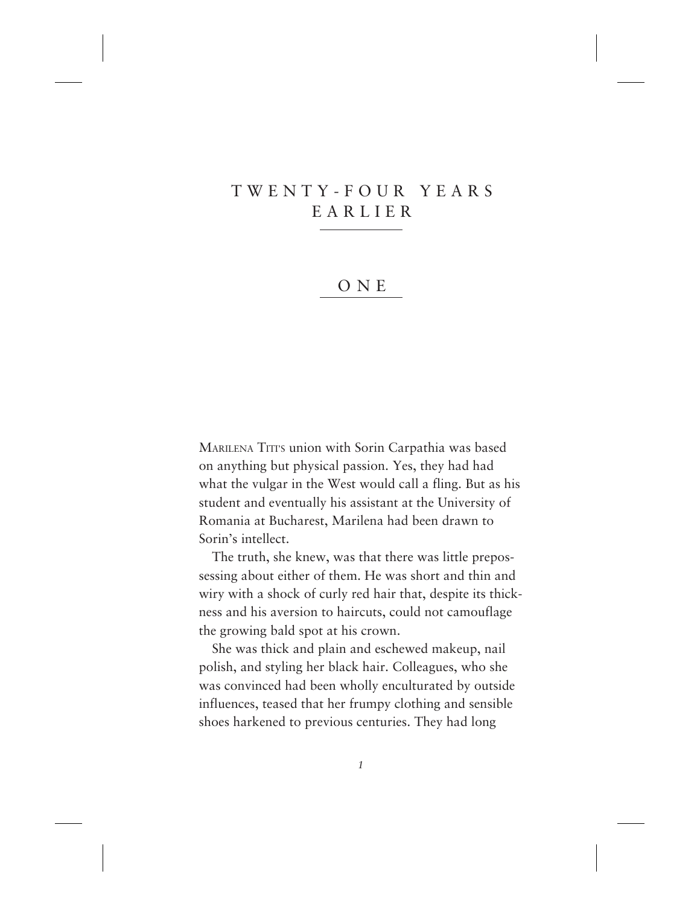# TWENTY-FOUR YEARS EARLIER

## ONE

MARILENA TITI'S union with Sorin Carpathia was based on anything but physical passion. Yes, they had had what the vulgar in the West would call a fling. But as his student and eventually his assistant at the University of Romania at Bucharest, Marilena had been drawn to Sorin's intellect.

The truth, she knew, was that there was little prepossessing about either of them. He was short and thin and wiry with a shock of curly red hair that, despite its thickness and his aversion to haircuts, could not camouflage the growing bald spot at his crown.

She was thick and plain and eschewed makeup, nail polish, and styling her black hair. Colleagues, who she was convinced had been wholly enculturated by outside influences, teased that her frumpy clothing and sensible shoes harkened to previous centuries. They had long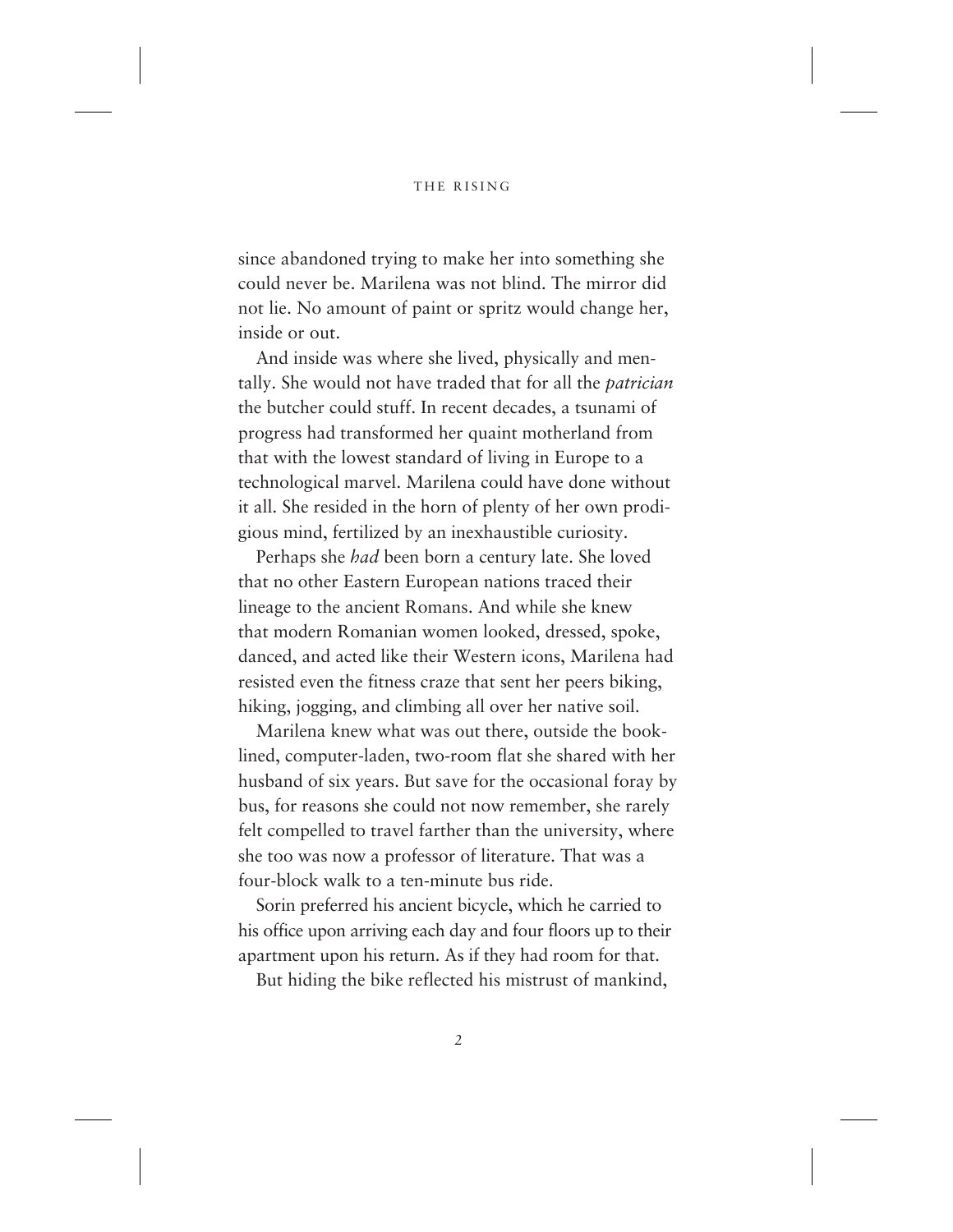since abandoned trying to make her into something she could never be. Marilena was not blind. The mirror did not lie. No amount of paint or spritz would change her, inside or out.

And inside was where she lived, physically and mentally. She would not have traded that for all the *patrician* the butcher could stuff. In recent decades, a tsunami of progress had transformed her quaint motherland from that with the lowest standard of living in Europe to a technological marvel. Marilena could have done without it all. She resided in the horn of plenty of her own prodigious mind, fertilized by an inexhaustible curiosity.

Perhaps she *had* been born a century late. She loved that no other Eastern European nations traced their lineage to the ancient Romans. And while she knew that modern Romanian women looked, dressed, spoke, danced, and acted like their Western icons, Marilena had resisted even the fitness craze that sent her peers biking, hiking, jogging, and climbing all over her native soil.

Marilena knew what was out there, outside the book-lined, computer-laden, two-room flat she shared with her husband of six years. But save for the occasional foray by bus, for reasons she could not now remember, she rarely felt compelled to travel farther than the university, where she too was now a professor of literature. That was a four-block walk to a ten-minute bus ride.

Sorin preferred his ancient bicycle, which he carried to his office upon arriving each day and four floors up to their apartment upon his return. As if they had room for that.

But hiding the bike reflected his mistrust of mankind,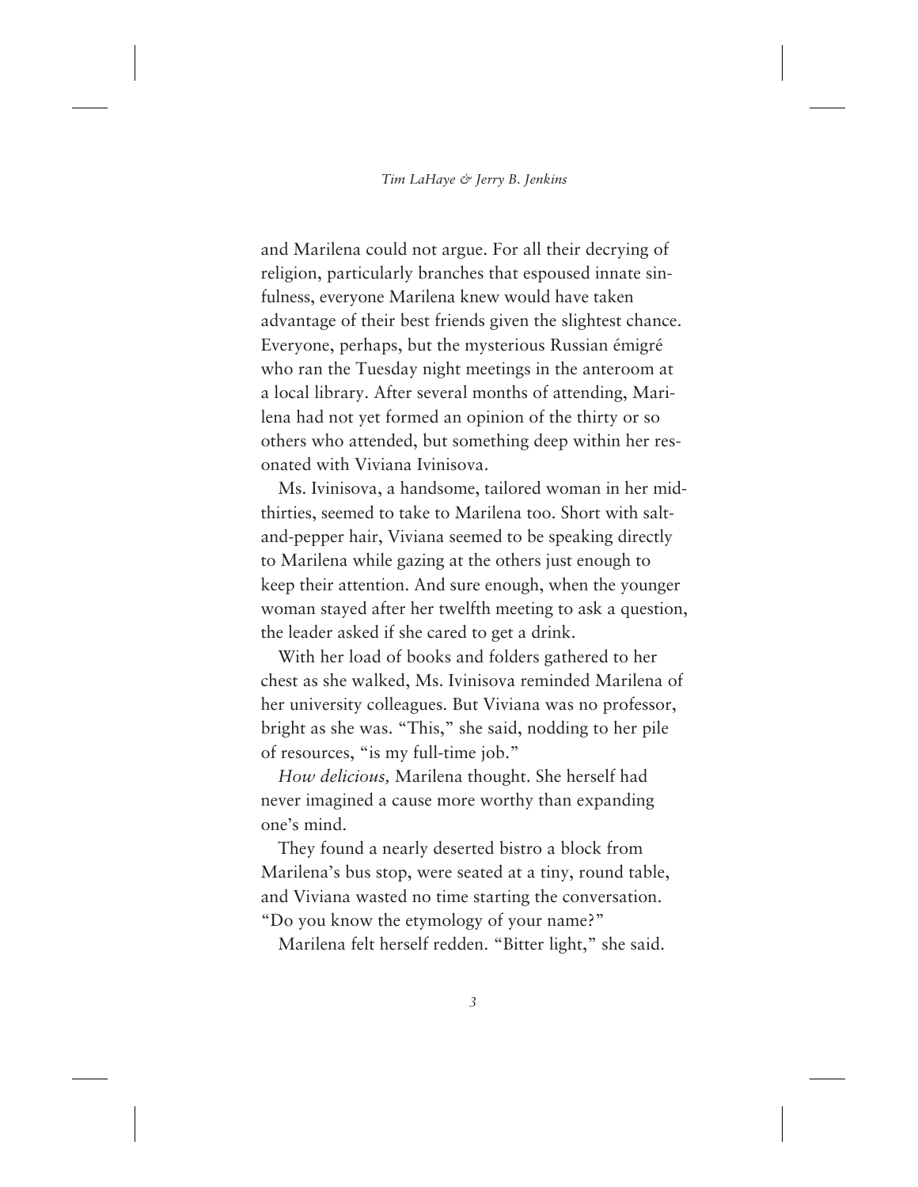and Marilena could not argue. For all their decrying of religion, particularly branches that espoused innate sinfulness, everyone Marilena knew would have taken advantage of their best friends given the slightest chance. Everyone, perhaps, but the mysterious Russian émigré who ran the Tuesday night meetings in the anteroom at a local library. After several months of attending, Marilena had not yet formed an opinion of the thirty or so others who attended, but something deep within her resonated with Viviana Ivinisova.

Ms. Ivinisova, a handsome, tailored woman in her mid-thirties, seemed to take to Marilena too. Short with salt-and-pepper hair, Viviana seemed to be speaking directly to Marilena while gazing at the others just enough to keep their attention. And sure enough, when the younger woman stayed after her twelfth meeting to ask a question, the leader asked if she cared to get a drink.

With her load of books and folders gathered to her chest as she walked, Ms. Ivinisova reminded Marilena of her university colleagues. But Viviana was no professor, bright as she was. "This," she said, nodding to her pile of resources, "is my full-time job."

*How delicious,* Marilena thought. She herself had never imagined a cause more worthy than expanding one's mind.

They found a nearly deserted bistro a block from Marilena's bus stop, were seated at a tiny, round table, and Viviana wasted no time starting the conversation. "Do you know the etymology of your name?"

Marilena felt herself redden. "Bitter light," she said.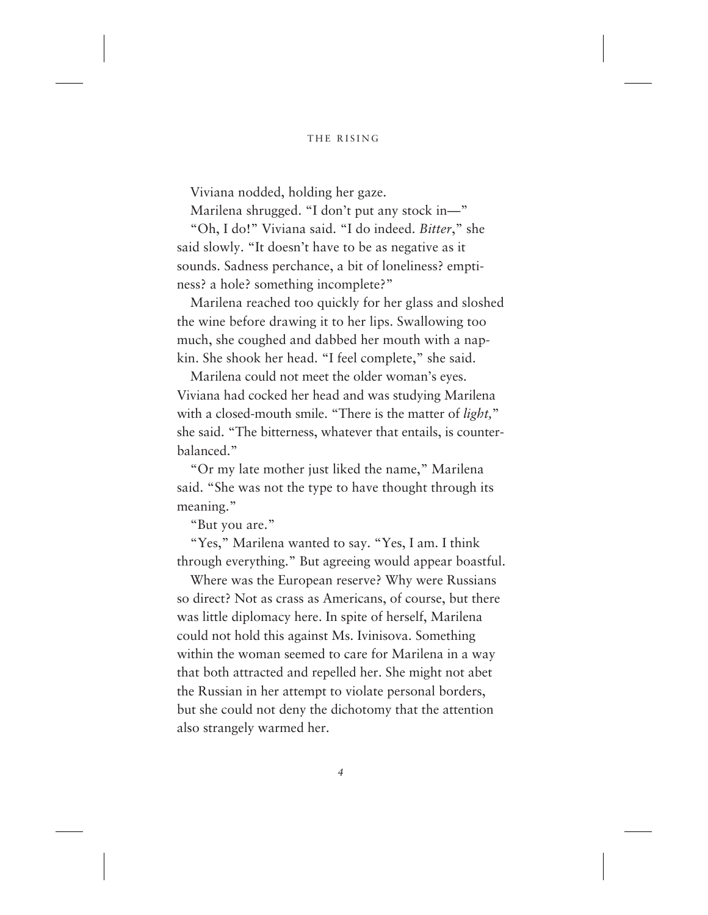Viviana nodded, holding her gaze.

Marilena shrugged. "I don't put any stock in—"

"Oh, I do!" Viviana said. "I do indeed. *Bitter*," she said slowly. "It doesn't have to be as negative as it sounds. Sadness perchance, a bit of loneliness? emptiness? a hole? something incomplete?"

Marilena reached too quickly for her glass and sloshed the wine before drawing it to her lips. Swallowing too much, she coughed and dabbed her mouth with a napkin. She shook her head. "I feel complete," she said.

Marilena could not meet the older woman's eyes. Viviana had cocked her head and was studying Marilena with a closed-mouth smile. "There is the matter of *light,*" she said. "The bitterness, whatever that entails, is counterbalanced."

"Or my late mother just liked the name," Marilena said. "She was not the type to have thought through its meaning."

"But you are."

"Yes," Marilena wanted to say. "Yes, I am. I think through everything." But agreeing would appear boastful.

Where was the European reserve? Why were Russians so direct? Not as crass as Americans, of course, but there was little diplomacy here. In spite of herself, Marilena could not hold this against Ms. Ivinisova. Something within the woman seemed to care for Marilena in a way that both attracted and repelled her. She might not abet the Russian in her attempt to violate personal borders, but she could not deny the dichotomy that the attention also strangely warmed her.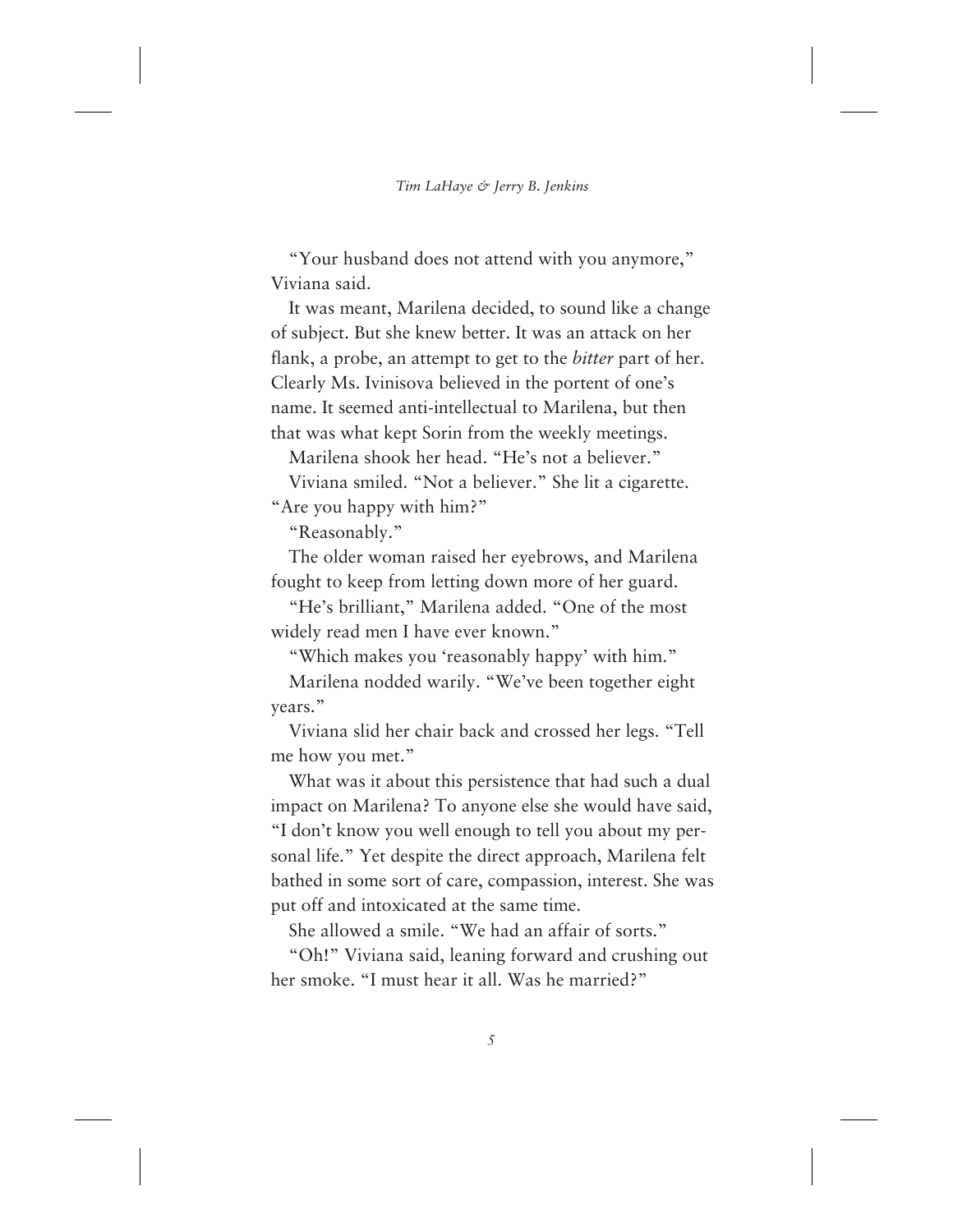"Your husband does not attend with you anymore," Viviana said.

It was meant, Marilena decided, to sound like a change of subject. But she knew better. It was an attack on her flank, a probe, an attempt to get to the *bitter* part of her. Clearly Ms. Ivinisova believed in the portent of one's name. It seemed anti-intellectual to Marilena, but then that was what kept Sorin from the weekly meetings.

Marilena shook her head. "He's not a believer."

Viviana smiled. "Not a believer." She lit a cigarette. "Are you happy with him?"

"Reasonably."

The older woman raised her eyebrows, and Marilena fought to keep from letting down more of her guard.

"He's brilliant," Marilena added. "One of the most widely read men I have ever known."

"Which makes you 'reasonably happy' with him."

Marilena nodded warily. "We've been together eight years."

Viviana slid her chair back and crossed her legs. "Tell me how you met."

What was it about this persistence that had such a dual impact on Marilena? To anyone else she would have said, "I don't know you well enough to tell you about my personal life." Yet despite the direct approach, Marilena felt bathed in some sort of care, compassion, interest. She was put off and intoxicated at the same time.

She allowed a smile. "We had an affair of sorts."

"Oh!" Viviana said, leaning forward and crushing out her smoke. "I must hear it all. Was he married?"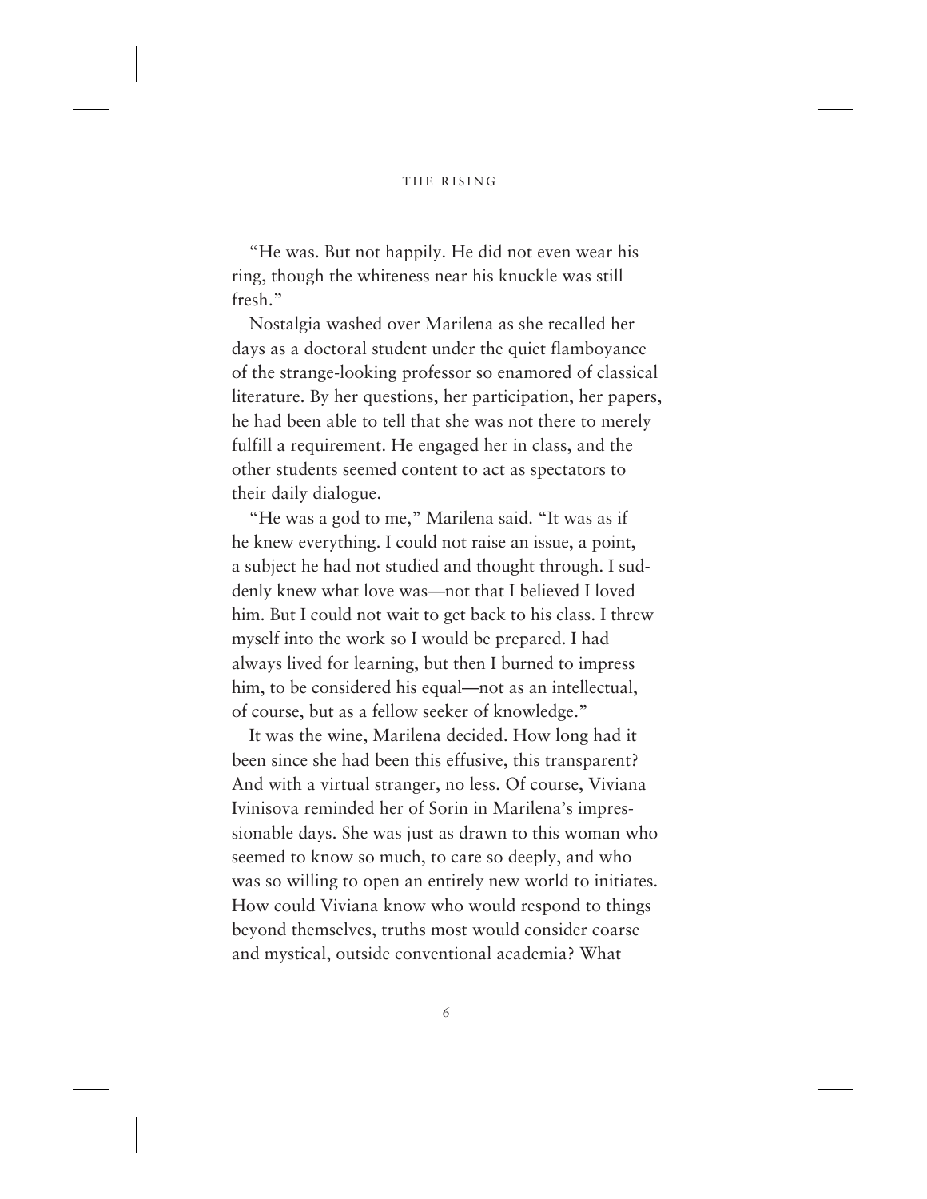"He was. But not happily. He did not even wear his ring, though the whiteness near his knuckle was still fresh."

Nostalgia washed over Marilena as she recalled her days as a doctoral student under the quiet flamboyance of the strange-looking professor so enamored of classical literature. By her questions, her participation, her papers, he had been able to tell that she was not there to merely fulfill a requirement. He engaged her in class, and the other students seemed content to act as spectators to their daily dialogue.

"He was a god to me," Marilena said. "It was as if he knew everything. I could not raise an issue, a point, a subject he had not studied and thought through. I suddenly knew what love was—not that I believed I loved him. But I could not wait to get back to his class. I threw myself into the work so I would be prepared. I had always lived for learning, but then I burned to impress him, to be considered his equal—not as an intellectual, of course, but as a fellow seeker of knowledge."

It was the wine, Marilena decided. How long had it been since she had been this effusive, this transparent? And with a virtual stranger, no less. Of course, Viviana Ivinisova reminded her of Sorin in Marilena's impressionable days. She was just as drawn to this woman who seemed to know so much, to care so deeply, and who was so willing to open an entirely new world to initiates. How could Viviana know who would respond to things beyond themselves, truths most would consider coarse and mystical, outside conventional academia? What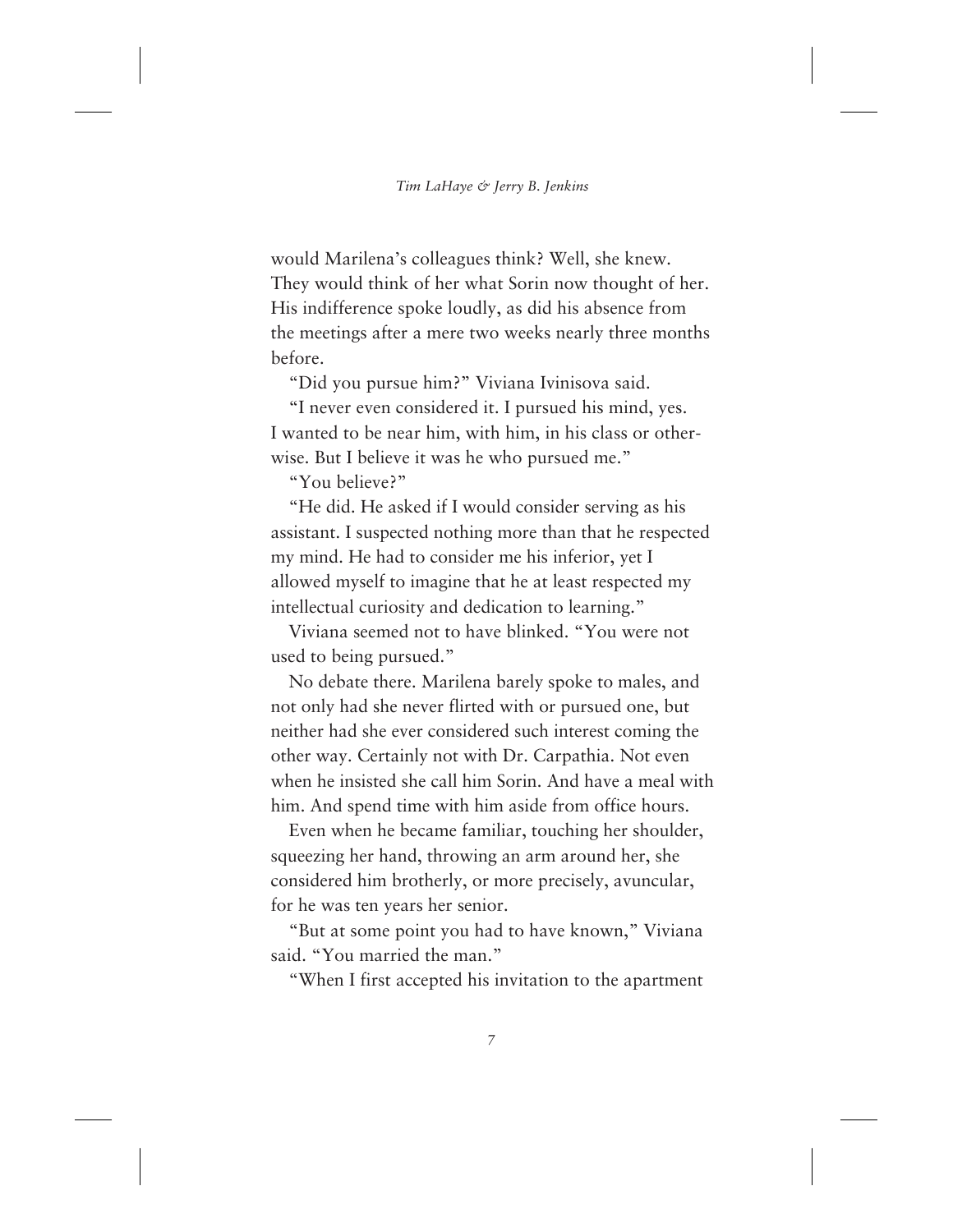would Marilena's colleagues think? Well, she knew. They would think of her what Sorin now thought of her. His indifference spoke loudly, as did his absence from the meetings after a mere two weeks nearly three months before.

"Did you pursue him?" Viviana Ivinisova said.

"I never even considered it. I pursued his mind, yes. I wanted to be near him, with him, in his class or otherwise. But I believe it was he who pursued me."

"You believe?"

"He did. He asked if I would consider serving as his assistant. I suspected nothing more than that he respected my mind. He had to consider me his inferior, yet I allowed myself to imagine that he at least respected my intellectual curiosity and dedication to learning."

Viviana seemed not to have blinked. "You were not used to being pursued."

No debate there. Marilena barely spoke to males, and not only had she never flirted with or pursued one, but neither had she ever considered such interest coming the other way. Certainly not with Dr. Carpathia. Not even when he insisted she call him Sorin. And have a meal with him. And spend time with him aside from office hours.

Even when he became familiar, touching her shoulder, squeezing her hand, throwing an arm around her, she considered him brotherly, or more precisely, avuncular, for he was ten years her senior.

"But at some point you had to have known," Viviana said. "You married the man."

"When I first accepted his invitation to the apartment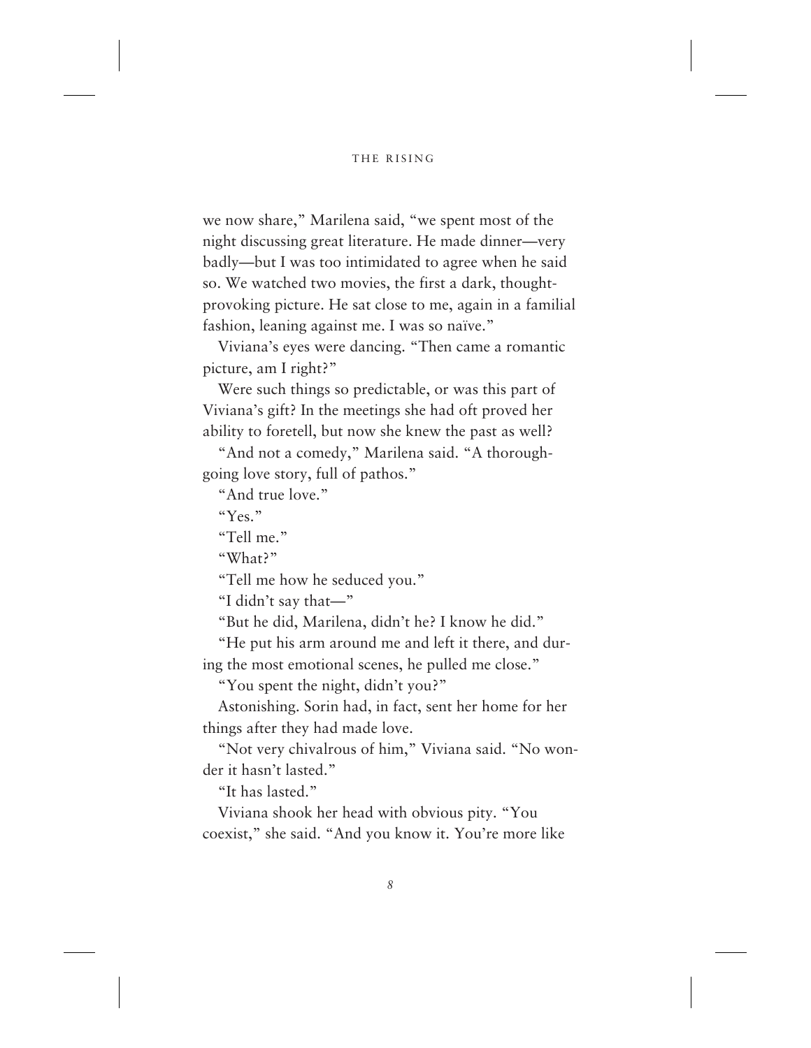we now share," Marilena said, "we spent most of the night discussing great literature. He made dinner—very badly—but I was too intimidated to agree when he said so. We watched two movies, the first a dark, thought-provoking picture. He sat close to me, again in a familial fashion, leaning against me. I was so naïve."

Viviana's eyes were dancing. "Then came a romantic picture, am I right?"

Were such things so predictable, or was this part of Viviana's gift? In the meetings she had oft proved her ability to foretell, but now she knew the past as well?

"And not a comedy," Marilena said. "A thoroughgoing love story, full of pathos."

"And true love."

"Yes."

"Tell me."

"What?"

"Tell me how he seduced you."

"I didn't say that—"

"But he did, Marilena, didn't he? I know he did."

"He put his arm around me and left it there, and during the most emotional scenes, he pulled me close."

"You spent the night, didn't you?"

Astonishing. Sorin had, in fact, sent her home for her things after they had made love.

"Not very chivalrous of him," Viviana said. "No wonder it hasn't lasted."

"It has lasted."

Viviana shook her head with obvious pity. "You coexist," she said. "And you know it. You're more like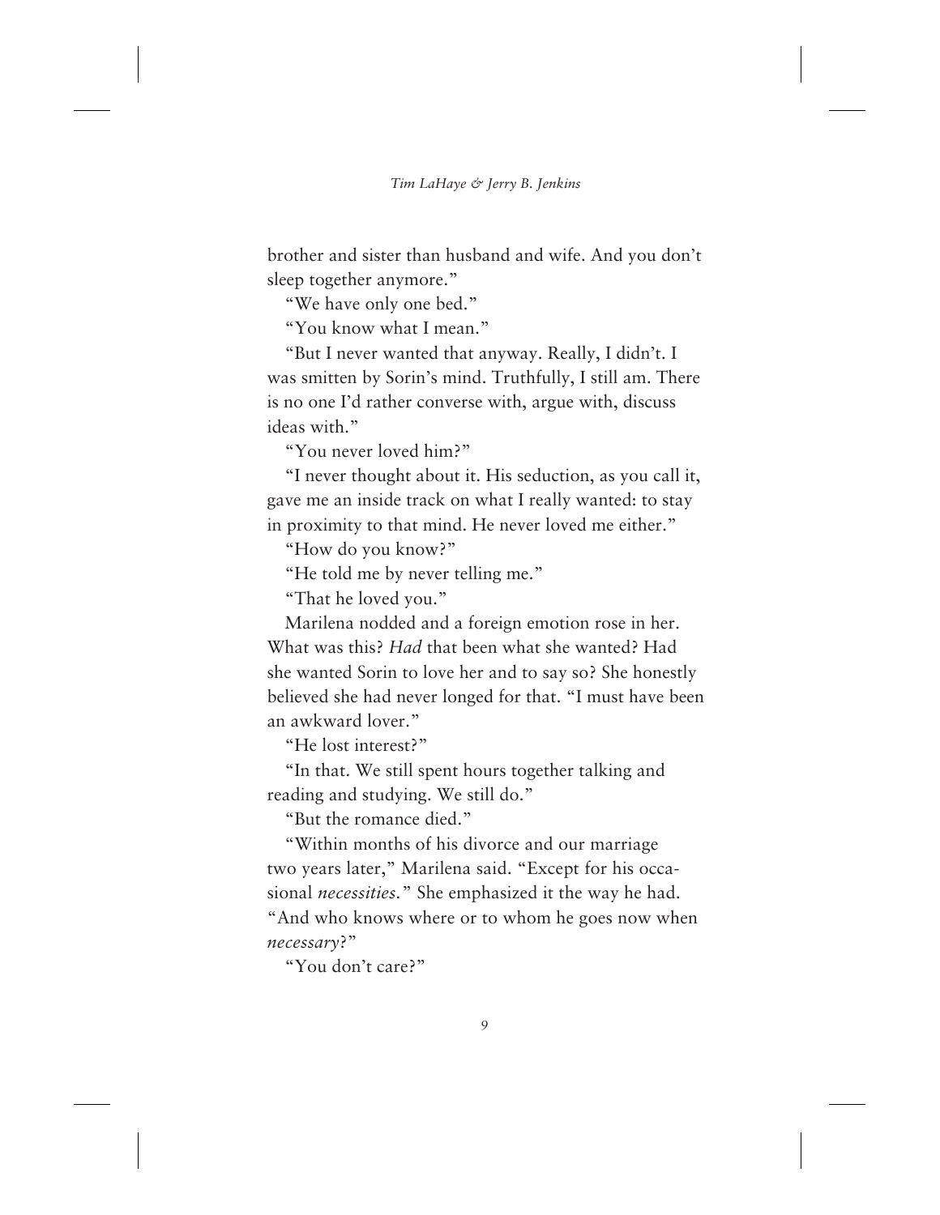brother and sister than husband and wife. And you don't sleep together anymore."

"We have only one bed."

"You know what I mean."

"But I never wanted that anyway. Really, I didn't. I was smitten by Sorin's mind. Truthfully, I still am. There is no one I'd rather converse with, argue with, discuss ideas with."

"You never loved him?"

"I never thought about it. His seduction, as you call it, gave me an inside track on what I really wanted: to stay in proximity to that mind. He never loved me either."

"How do you know?"

"He told me by never telling me."

"That he loved you."

Marilena nodded and a foreign emotion rose in her. What was this? *Had* that been what she wanted? Had she wanted Sorin to love her and to say so? She honestly believed she had never longed for that. "I must have been an awkward lover."

"He lost interest?"

"In that. We still spent hours together talking and reading and studying. We still do."

"But the romance died."

"Within months of his divorce and our marriage two years later," Marilena said. "Except for his occasional *necessities*." She emphasized it the way he had. "And who knows where or to whom he goes now when *necessary*?"

"You don't care?"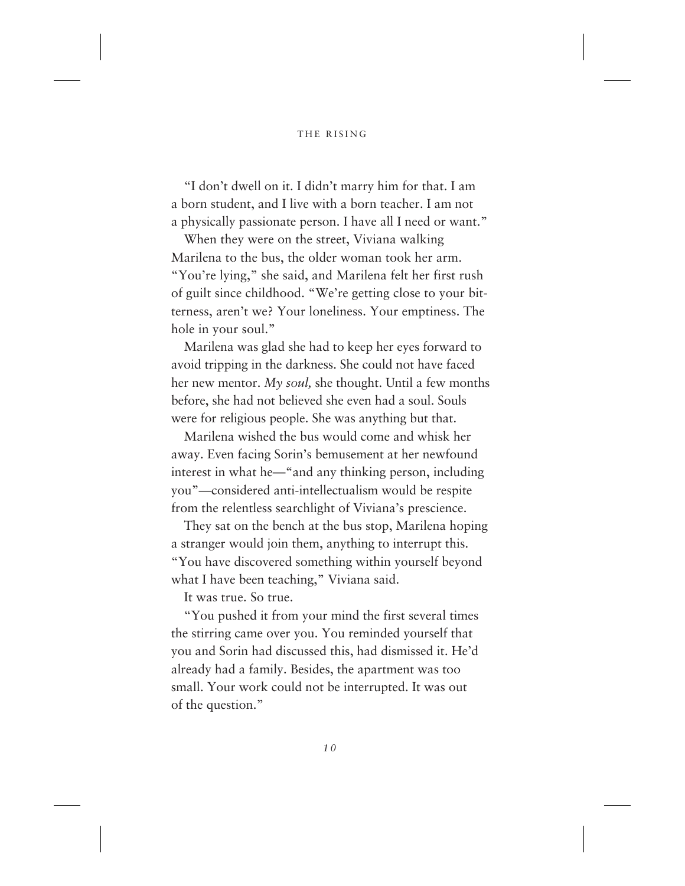"I don't dwell on it. I didn't marry him for that. I am a born student, and I live with a born teacher. I am not a physically passionate person. I have all I need or want."

When they were on the street, Viviana walking Marilena to the bus, the older woman took her arm. "You're lying," she said, and Marilena felt her first rush of guilt since childhood. "We're getting close to your bitterness, aren't we? Your loneliness. Your emptiness. The hole in your soul."

Marilena was glad she had to keep her eyes forward to avoid tripping in the darkness. She could not have faced her new mentor. *My soul,* she thought. Until a few months before, she had not believed she even had a soul. Souls were for religious people. She was anything but that.

Marilena wished the bus would come and whisk her away. Even facing Sorin's bemusement at her newfound interest in what he—"and any thinking person, including you"—considered anti-intellectualism would be respite from the relentless searchlight of Viviana's prescience.

They sat on the bench at the bus stop, Marilena hoping a stranger would join them, anything to interrupt this. "You have discovered something within yourself beyond what I have been teaching," Viviana said.

It was true. So true.

"You pushed it from your mind the first several times the stirring came over you. You reminded yourself that you and Sorin had discussed this, had dismissed it. He'd already had a family. Besides, the apartment was too small. Your work could not be interrupted. It was out of the question."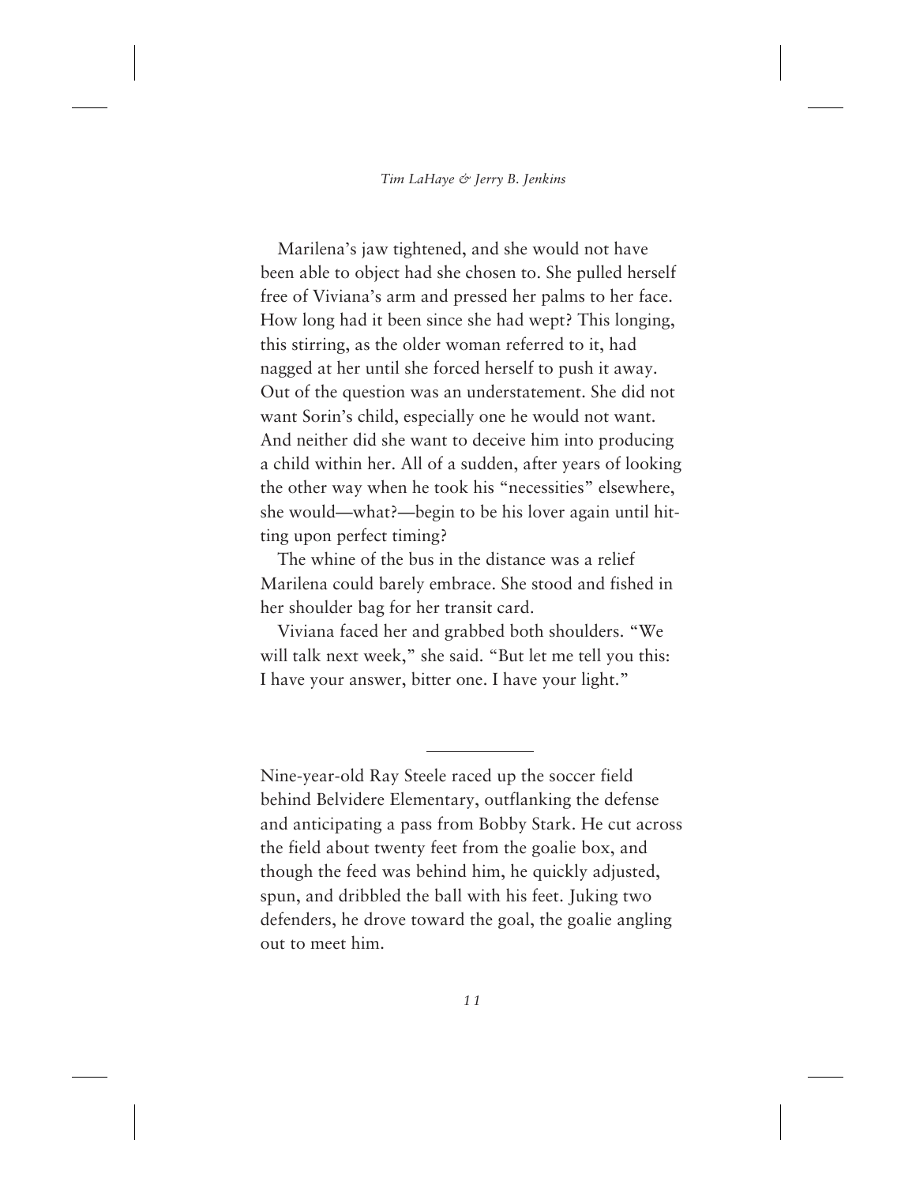Marilena's jaw tightened, and she would not have been able to object had she chosen to. She pulled herself free of Viviana's arm and pressed her palms to her face. How long had it been since she had wept? This longing, this stirring, as the older woman referred to it, had nagged at her until she forced herself to push it away. Out of the question was an understatement. She did not want Sorin's child, especially one he would not want. And neither did she want to deceive him into producing a child within her. All of a sudden, after years of looking the other way when he took his "necessities" elsewhere, she would—what?—begin to be his lover again until hitting upon perfect timing?

The whine of the bus in the distance was a relief Marilena could barely embrace. She stood and fished in her shoulder bag for her transit card.

Viviana faced her and grabbed both shoulders. "We will talk next week," she said. "But let me tell you this: I have your answer, bitter one. I have your light."

---

Nine-year-old Ray Steele raced up the soccer field behind Belvidere Elementary, outflanking the defense and anticipating a pass from Bobby Stark. He cut across the field about twenty feet from the goalie box, and though the feed was behind him, he quickly adjusted, spun, and dribbled the ball with his feet. Juking two defenders, he drove toward the goal, the goalie angling out to meet him.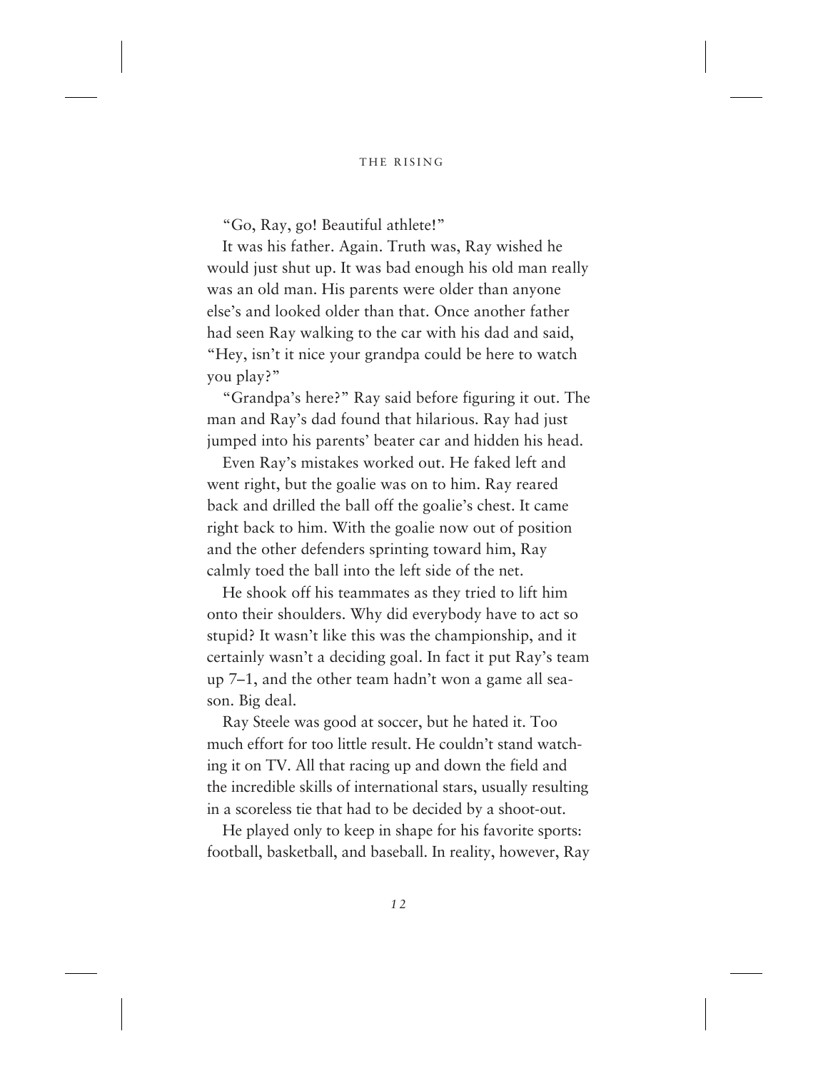"Go, Ray, go! Beautiful athlete!"

It was his father. Again. Truth was, Ray wished he would just shut up. It was bad enough his old man really was an old man. His parents were older than anyone else's and looked older than that. Once another father had seen Ray walking to the car with his dad and said, "Hey, isn't it nice your grandpa could be here to watch you play?"

"Grandpa's here?" Ray said before figuring it out. The man and Ray's dad found that hilarious. Ray had just jumped into his parents' beater car and hidden his head.

Even Ray's mistakes worked out. He faked left and went right, but the goalie was on to him. Ray reared back and drilled the ball off the goalie's chest. It came right back to him. With the goalie now out of position and the other defenders sprinting toward him, Ray calmly toed the ball into the left side of the net.

He shook off his teammates as they tried to lift him onto their shoulders. Why did everybody have to act so stupid? It wasn't like this was the championship, and it certainly wasn't a deciding goal. In fact it put Ray's team up 7–1, and the other team hadn't won a game all season. Big deal.

Ray Steele was good at soccer, but he hated it. Too much effort for too little result. He couldn't stand watching it on TV. All that racing up and down the field and the incredible skills of international stars, usually resulting in a scoreless tie that had to be decided by a shoot-out.

He played only to keep in shape for his favorite sports: football, basketball, and baseball. In reality, however, Ray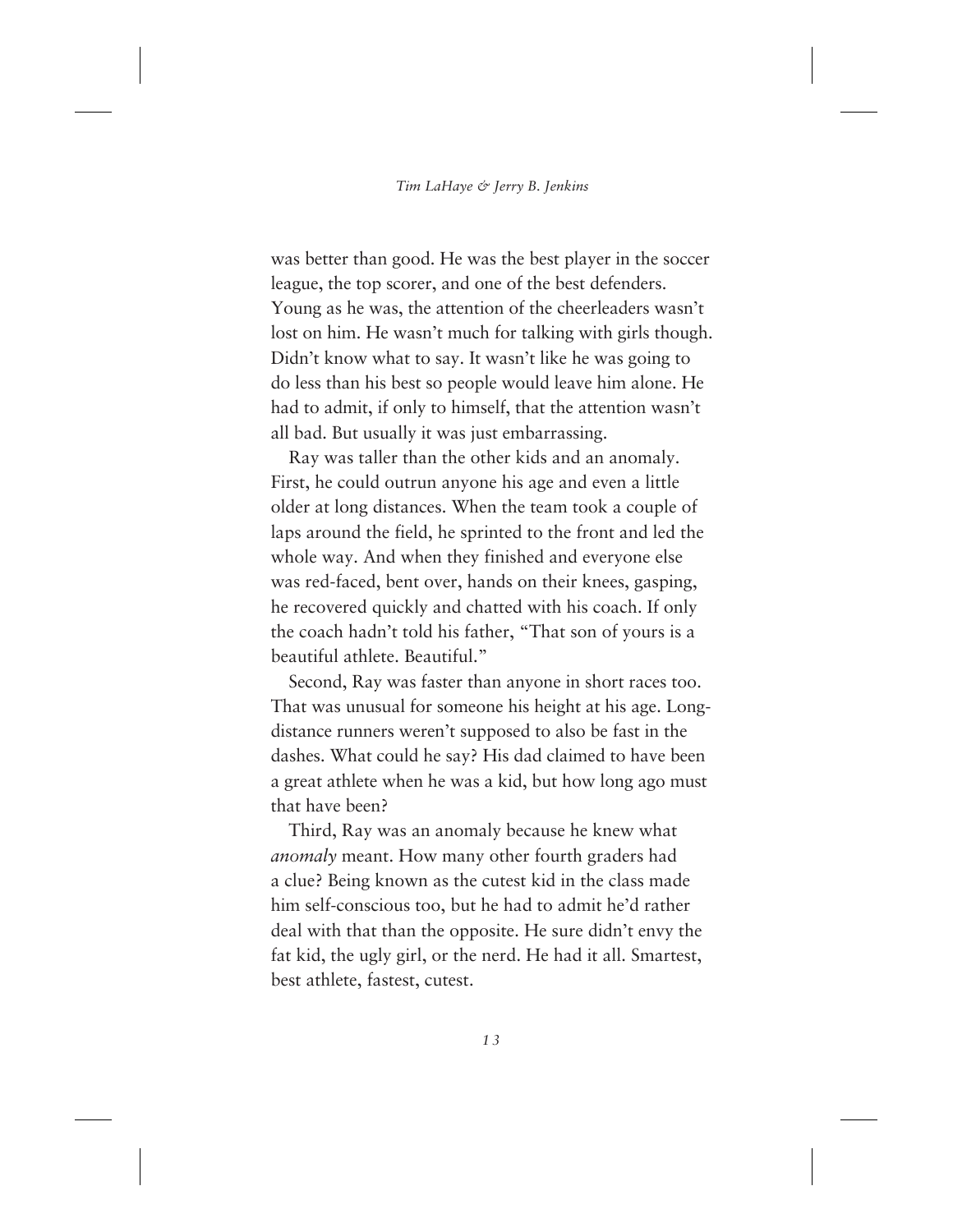was better than good. He was the best player in the soccer league, the top scorer, and one of the best defenders. Young as he was, the attention of the cheerleaders wasn't lost on him. He wasn't much for talking with girls though. Didn't know what to say. It wasn't like he was going to do less than his best so people would leave him alone. He had to admit, if only to himself, that the attention wasn't all bad. But usually it was just embarrassing.

Ray was taller than the other kids and an anomaly. First, he could outrun anyone his age and even a little older at long distances. When the team took a couple of laps around the field, he sprinted to the front and led the whole way. And when they finished and everyone else was red-faced, bent over, hands on their knees, gasping, he recovered quickly and chatted with his coach. If only the coach hadn't told his father, "That son of yours is a beautiful athlete. Beautiful."

Second, Ray was faster than anyone in short races too. That was unusual for someone his height at his age. Long-distance runners weren't supposed to also be fast in the dashes. What could he say? His dad claimed to have been a great athlete when he was a kid, but how long ago must that have been?

Third, Ray was an anomaly because he knew what *anomaly* meant. How many other fourth graders had a clue? Being known as the cutest kid in the class made him self-conscious too, but he had to admit he'd rather deal with that than the opposite. He sure didn't envy the fat kid, the ugly girl, or the nerd. He had it all. Smartest, best athlete, fastest, cutest.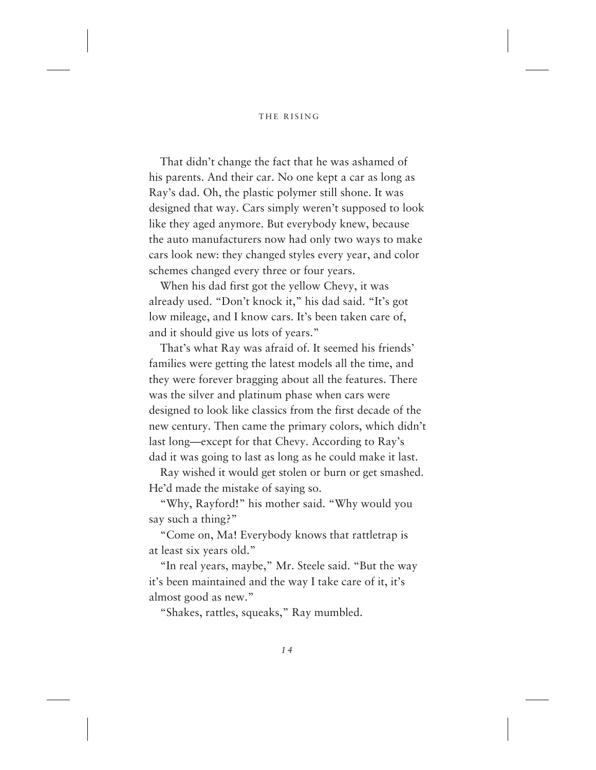That didn't change the fact that he was ashamed of his parents. And their car. No one kept a car as long as Ray's dad. Oh, the plastic polymer still shone. It was designed that way. Cars simply weren't supposed to look like they aged anymore. But everybody knew, because the auto manufacturers now had only two ways to make cars look new: they changed styles every year, and color schemes changed every three or four years.

When his dad first got the yellow Chevy, it was already used. "Don't knock it," his dad said. "It's got low mileage, and I know cars. It's been taken care of, and it should give us lots of years."

That's what Ray was afraid of. It seemed his friends' families were getting the latest models all the time, and they were forever bragging about all the features. There was the silver and platinum phase when cars were designed to look like classics from the first decade of the new century. Then came the primary colors, which didn't last long—except for that Chevy. According to Ray's dad it was going to last as long as he could make it last.

Ray wished it would get stolen or burn or get smashed. He'd made the mistake of saying so.

"Why, Rayford!" his mother said. "Why would you say such a thing?"

"Come on, Ma! Everybody knows that rattletrap is at least six years old."

"In real years, maybe," Mr. Steele said. "But the way it's been maintained and the way I take care of it, it's almost good as new."

"Shakes, rattles, squeaks," Ray mumbled.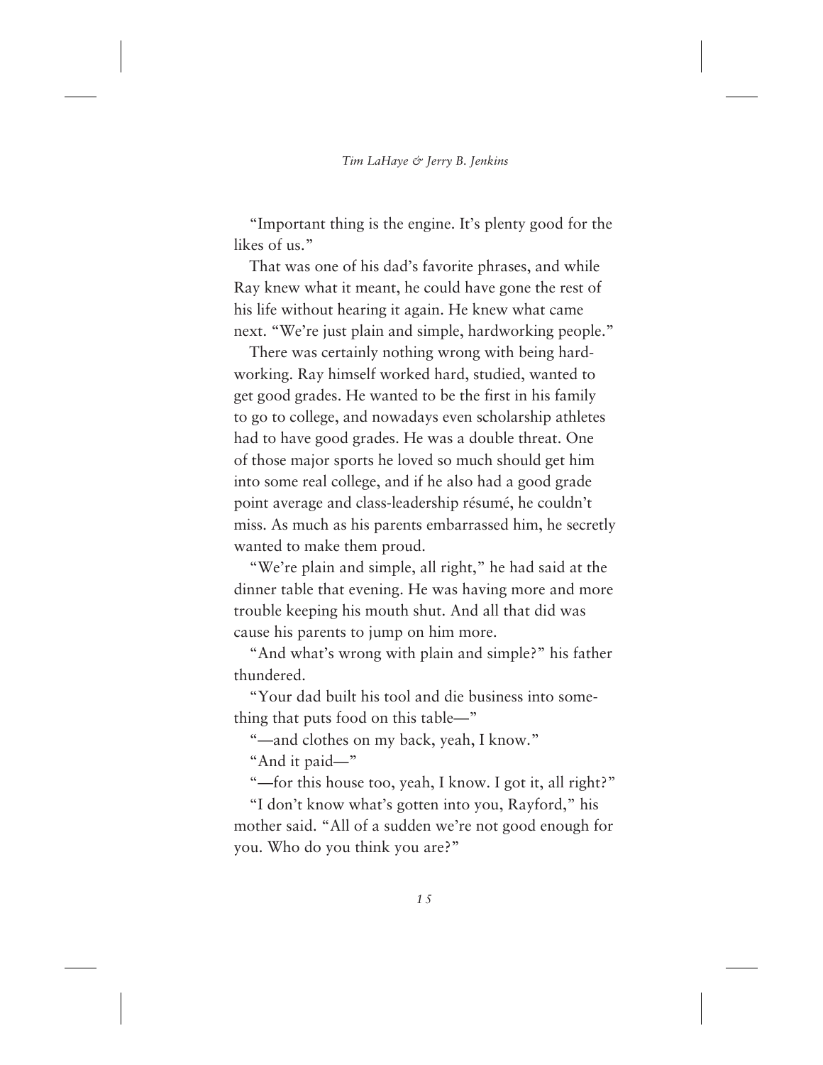"Important thing is the engine. It's plenty good for the likes of us."

That was one of his dad's favorite phrases, and while Ray knew what it meant, he could have gone the rest of his life without hearing it again. He knew what came next. "We're just plain and simple, hardworking people."

There was certainly nothing wrong with being hardworking. Ray himself worked hard, studied, wanted to get good grades. He wanted to be the first in his family to go to college, and nowadays even scholarship athletes had to have good grades. He was a double threat. One of those major sports he loved so much should get him into some real college, and if he also had a good grade point average and class-leadership résumé, he couldn't miss. As much as his parents embarrassed him, he secretly wanted to make them proud.

"We're plain and simple, all right," he had said at the dinner table that evening. He was having more and more trouble keeping his mouth shut. And all that did was cause his parents to jump on him more.

"And what's wrong with plain and simple?" his father thundered.

"Your dad built his tool and die business into something that puts food on this table—"

"—and clothes on my back, yeah, I know."

"And it paid—"

"—for this house too, yeah, I know. I got it, all right?"

"I don't know what's gotten into you, Rayford," his mother said. "All of a sudden we're not good enough for you. Who do you think you are?"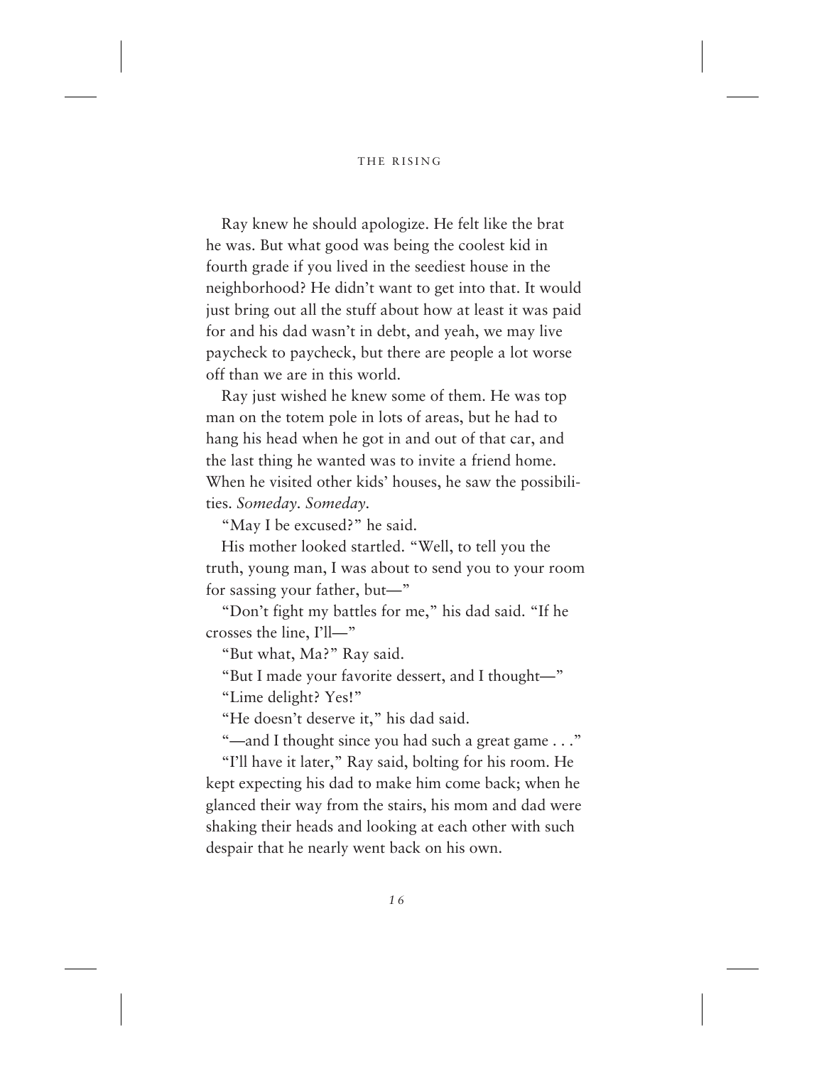Ray knew he should apologize. He felt like the brat he was. But what good was being the coolest kid in fourth grade if you lived in the seediest house in the neighborhood? He didn't want to get into that. It would just bring out all the stuff about how at least it was paid for and his dad wasn't in debt, and yeah, we may live paycheck to paycheck, but there are people a lot worse off than we are in this world.

Ray just wished he knew some of them. He was top man on the totem pole in lots of areas, but he had to hang his head when he got in and out of that car, and the last thing he wanted was to invite a friend home. When he visited other kids' houses, he saw the possibilities. *Someday. Someday.*

"May I be excused?" he said.

His mother looked startled. "Well, to tell you the truth, young man, I was about to send you to your room for sassing your father, but—"

"Don't fight my battles for me," his dad said. "If he crosses the line, I'll—"

"But what, Ma?" Ray said.

"But I made your favorite dessert, and I thought—"

"Lime delight? Yes!"

"He doesn't deserve it," his dad said.

"—and I thought since you had such a great game . . ."

"I'll have it later," Ray said, bolting for his room. He kept expecting his dad to make him come back; when he glanced their way from the stairs, his mom and dad were shaking their heads and looking at each other with such despair that he nearly went back on his own.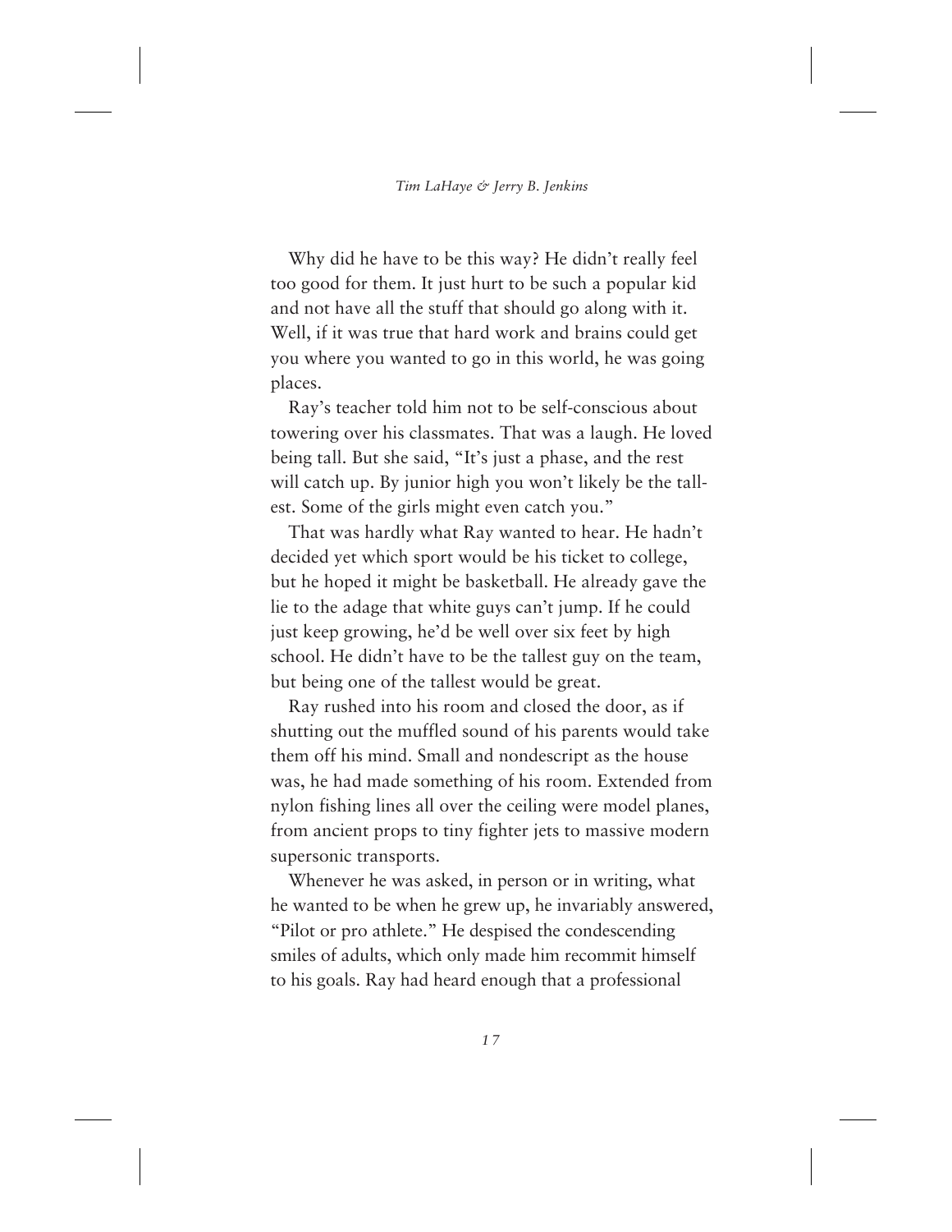Why did he have to be this way? He didn't really feel too good for them. It just hurt to be such a popular kid and not have all the stuff that should go along with it. Well, if it was true that hard work and brains could get you where you wanted to go in this world, he was going places.

Ray's teacher told him not to be self-conscious about towering over his classmates. That was a laugh. He loved being tall. But she said, "It's just a phase, and the rest will catch up. By junior high you won't likely be the tallest. Some of the girls might even catch you."

That was hardly what Ray wanted to hear. He hadn't decided yet which sport would be his ticket to college, but he hoped it might be basketball. He already gave the lie to the adage that white guys can't jump. If he could just keep growing, he'd be well over six feet by high school. He didn't have to be the tallest guy on the team, but being one of the tallest would be great.

Ray rushed into his room and closed the door, as if shutting out the muffled sound of his parents would take them off his mind. Small and nondescript as the house was, he had made something of his room. Extended from nylon fishing lines all over the ceiling were model planes, from ancient props to tiny fighter jets to massive modern supersonic transports.

Whenever he was asked, in person or in writing, what he wanted to be when he grew up, he invariably answered, "Pilot or pro athlete." He despised the condescending smiles of adults, which only made him recommit himself to his goals. Ray had heard enough that a professional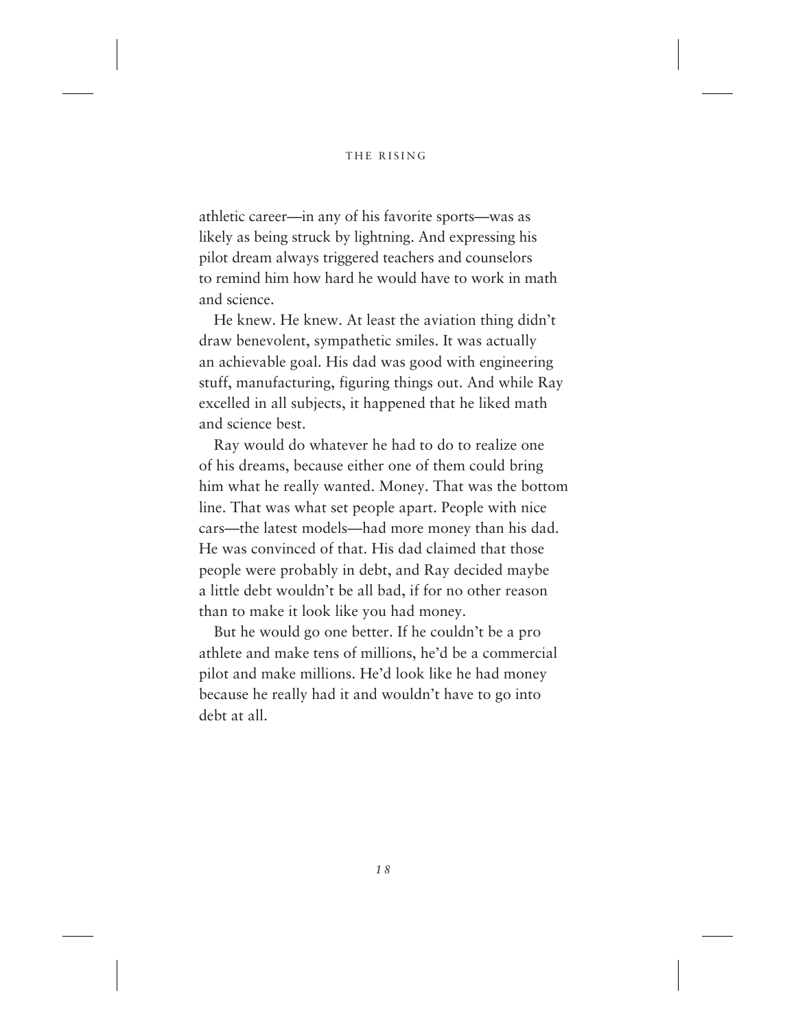athletic career—in any of his favorite sports—was as likely as being struck by lightning. And expressing his pilot dream always triggered teachers and counselors to remind him how hard he would have to work in math and science.

He knew. He knew. At least the aviation thing didn't draw benevolent, sympathetic smiles. It was actually an achievable goal. His dad was good with engineering stuff, manufacturing, figuring things out. And while Ray excelled in all subjects, it happened that he liked math and science best.

Ray would do whatever he had to do to realize one of his dreams, because either one of them could bring him what he really wanted. Money. That was the bottom line. That was what set people apart. People with nice cars—the latest models—had more money than his dad. He was convinced of that. His dad claimed that those people were probably in debt, and Ray decided maybe a little debt wouldn't be all bad, if for no other reason than to make it look like you had money.

But he would go one better. If he couldn't be a pro athlete and make tens of millions, he'd be a commercial pilot and make millions. He'd look like he had money because he really had it and wouldn't have to go into debt at all.